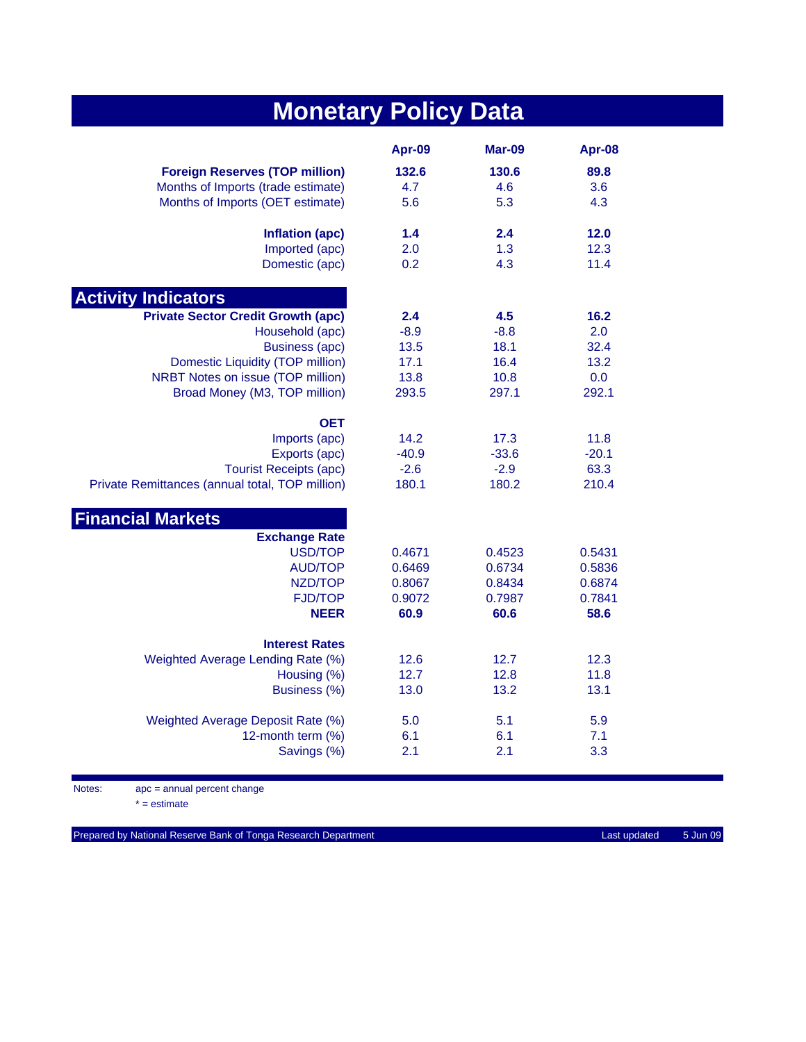# Monetary Policy Data

| | Apr-09 | Mar-09 | Apr-08 |
|---|---|---|---|
| **Foreign Reserves (TOP million)** | **132.6** | **130.6** | **89.8** |
| Months of Imports (trade estimate) | 4.7 | 4.6 | 3.6 |
| Months of Imports (OET estimate) | 5.6 | 5.3 | 4.3 |
| | | | |
| **Inflation (apc)** | **1.4** | **2.4** | **12.0** |
| Imported (apc) | 2.0 | 1.3 | 12.3 |
| Domestic (apc) | 0.2 | 4.3 | 11.4 |

## Activity Indicators

| | Apr-09 | Mar-09 | Apr-08 |
|---|---|---|---|
| **Private Sector Credit Growth (apc)** | **2.4** | **4.5** | **16.2** |
| Household (apc) | -8.9 | -8.8 | 2.0 |
| Business (apc) | 13.5 | 18.1 | 32.4 |
| Domestic Liquidity (TOP million) | 17.1 | 16.4 | 13.2 |
| NRBT Notes on issue (TOP million) | 13.8 | 10.8 | 0.0 |
| Broad Money (M3, TOP million) | 293.5 | 297.1 | 292.1 |
| | | | |
| **OET** | | | |
| Imports (apc) | 14.2 | 17.3 | 11.8 |
| Exports (apc) | -40.9 | -33.6 | -20.1 |
| Tourist Receipts (apc) | -2.6 | -2.9 | 63.3 |
| Private Remittances (annual total, TOP million) | 180.1 | 180.2 | 210.4 |

## Financial Markets

| | Apr-09 | Mar-09 | Apr-08 |
|---|---|---|---|
| **Exchange Rate** | | | |
| USD/TOP | 0.4671 | 0.4523 | 0.5431 |
| AUD/TOP | 0.6469 | 0.6734 | 0.5836 |
| NZD/TOP | 0.8067 | 0.8434 | 0.6874 |
| FJD/TOP | 0.9072 | 0.7987 | 0.7841 |
| **NEER** | **60.9** | **60.6** | **58.6** |
| | | | |
| **Interest Rates** | | | |
| Weighted Average Lending Rate (%) | 12.6 | 12.7 | 12.3 |
| Housing (%) | 12.7 | 12.8 | 11.8 |
| Business (%) | 13.0 | 13.2 | 13.1 |
| | | | |
| Weighted Average Deposit Rate (%) | 5.0 | 5.1 | 5.9 |
| 12-month term (%) | 6.1 | 6.1 | 7.1 |
| Savings (%) | 2.1 | 2.1 | 3.3 |

Notes: apc = annual percent change

* = estimate

Prepared by National Reserve Bank of Tonga Research Department

Last updated 5 Jun 09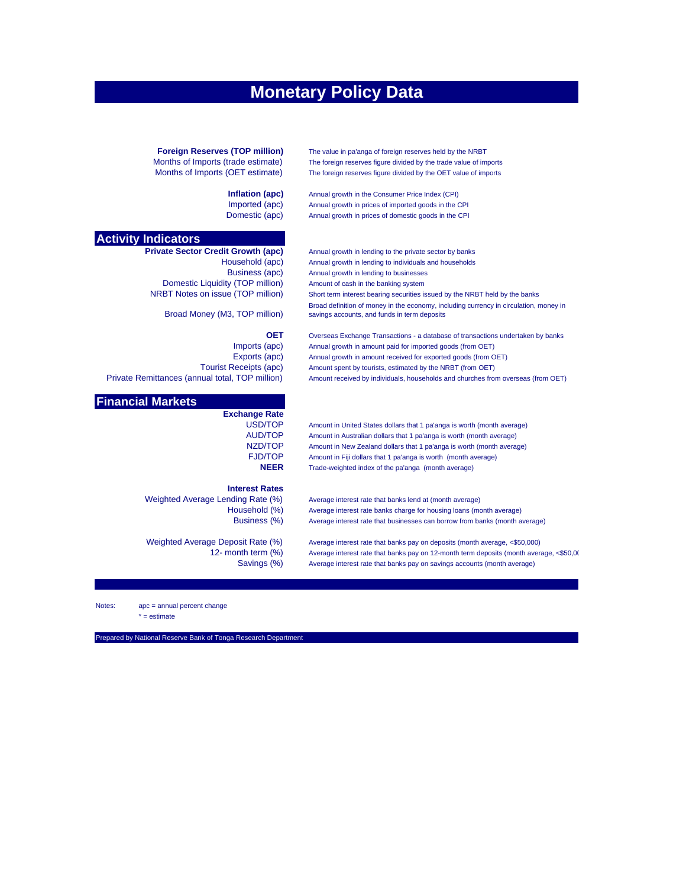# Monetary Policy Data

| | |
|---|---|
| **Foreign Reserves (TOP million)** | The value in pa'anga of foreign reserves held by the NRBT |
| Months of Imports (trade estimate) | The foreign reserves figure divided by the trade value of imports |
| Months of Imports (OET estimate) | The foreign reserves figure divided by the OET value of imports |
| | |
| **Inflation (apc)** | Annual growth in the Consumer Price Index (CPI) |
| Imported (apc) | Annual growth in prices of imported goods in the CPI |
| Domestic (apc) | Annual growth in prices of domestic goods in the CPI |

## Activity Indicators

| | |
|---|---|
| **Private Sector Credit Growth (apc)** | Annual growth in lending to the private sector by banks |
| Household (apc) | Annual growth in lending to individuals and households |
| Business (apc) | Annual growth in lending to businesses |
| Domestic Liquidity (TOP million) | Amount of cash in the banking system |
| NRBT Notes on issue (TOP million) | Short term interest bearing securities issued by the NRBT held by the banks |
| Broad Money (M3, TOP million) | Broad definition of money in the economy, including currency in circulation, money in savings accounts, and funds in term deposits |
| | |
| **OET** | Overseas Exchange Transactions - a database of transactions undertaken by banks |
| Imports (apc) | Annual growth in amount paid for imported goods (from OET) |
| Exports (apc) | Annual growth in amount received for exported goods (from OET) |
| Tourist Receipts (apc) | Amount spent by tourists, estimated by the NRBT (from OET) |
| Private Remittances (annual total, TOP million) | Amount received by individuals, households and churches from overseas (from OET) |

## Financial Markets

| | |
|---|---|
| **Exchange Rate** | |
| USD/TOP | Amount in United States dollars that 1 pa'anga is worth (month average) |
| AUD/TOP | Amount in Australian dollars that 1 pa'anga is worth (month average) |
| NZD/TOP | Amount in New Zealand dollars that 1 pa'anga is worth (month average) |
| FJD/TOP | Amount in Fiji dollars that 1 pa'anga is worth (month average) |
| **NEER** | Trade-weighted index of the pa'anga (month average) |
| | |
| **Interest Rates** | |
| Weighted Average Lending Rate (%) | Average interest rate that banks lend at (month average) |
| Household (%) | Average interest rate banks charge for housing loans (month average) |
| Business (%) | Average interest rate that businesses can borrow from banks (month average) |
| | |
| Weighted Average Deposit Rate (%) | Average interest rate that banks pay on deposits (month average, <$50,000) |
| 12- month term (%) | Average interest rate that banks pay on 12-month term deposits (month average, <$50,0( |
| Savings (%) | Average interest rate that banks pay on savings accounts (month average) |

Notes: apc = annual percent change

* = estimate

Prepared by National Reserve Bank of Tonga Research Department